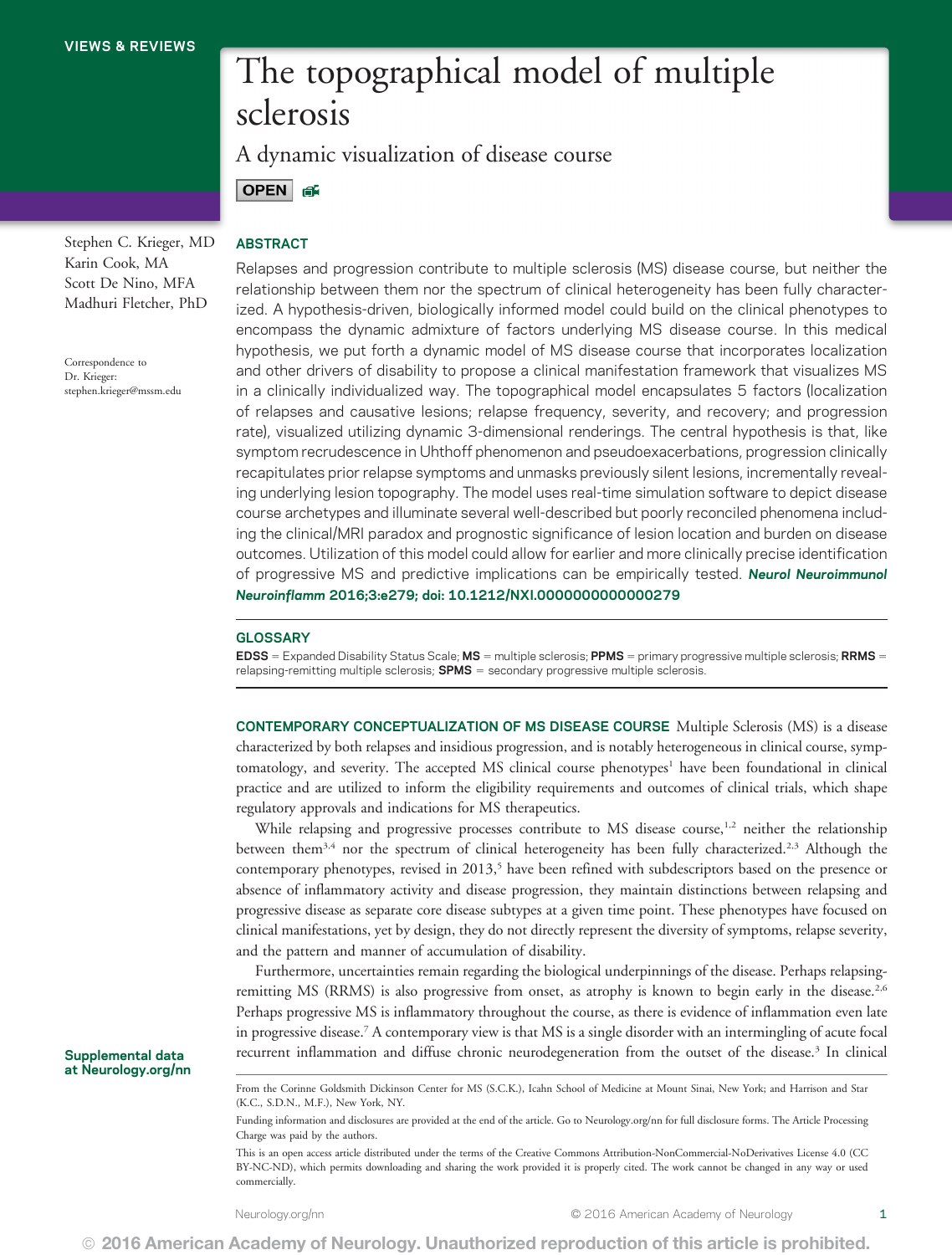VIEWS & REVIEWS

# The topographical model of multiple sclerosis

## A dynamic visualization of disease course

OPEN

Stephen C. Krieger, MD
Karin Cook, MA
Scott De Nino, MFA
Madhuri Fletcher, PhD

Correspondence to Dr. Krieger: stephen.krieger@mssm.edu

Supplemental data at Neurology.org/nn

## ABSTRACT

Relapses and progression contribute to multiple sclerosis (MS) disease course, but neither the relationship between them nor the spectrum of clinical heterogeneity has been fully characterized. A hypothesis-driven, biologically informed model could build on the clinical phenotypes to encompass the dynamic admixture of factors underlying MS disease course. In this medical hypothesis, we put forth a dynamic model of MS disease course that incorporates localization and other drivers of disability to propose a clinical manifestation framework that visualizes MS in a clinically individualized way. The topographical model encapsulates 5 factors (localization of relapses and causative lesions; relapse frequency, severity, and recovery; and progression rate), visualized utilizing dynamic 3-dimensional renderings. The central hypothesis is that, like symptom recrudescence in Uhthoff phenomenon and pseudoexacerbations, progression clinically recapitulates prior relapse symptoms and unmasks previously silent lesions, incrementally revealing underlying lesion topography. The model uses real-time simulation software to depict disease course archetypes and illuminate several well-described but poorly reconciled phenomena including the clinical/MRI paradox and prognostic significance of lesion location and burden on disease outcomes. Utilization of this model could allow for earlier and more clinically precise identification of progressive MS and predictive implications can be empirically tested. ***Neurol Neuroimmunol Neuroinflamm* 2016;3:e279; doi: 10.1212/NXI.0000000000000279**

## GLOSSARY

**EDSS** = Expanded Disability Status Scale; **MS** = multiple sclerosis; **PPMS** = primary progressive multiple sclerosis; **RRMS** = relapsing-remitting multiple sclerosis; **SPMS** = secondary progressive multiple sclerosis.

**CONTEMPORARY CONCEPTUALIZATION OF MS DISEASE COURSE** Multiple Sclerosis (MS) is a disease characterized by both relapses and insidious progression, and is notably heterogeneous in clinical course, symptomatology, and severity. The accepted MS clinical course phenotypes[1] have been foundational in clinical practice and are utilized to inform the eligibility requirements and outcomes of clinical trials, which shape regulatory approvals and indications for MS therapeutics.

While relapsing and progressive processes contribute to MS disease course,[1,2] neither the relationship between them[3,4] nor the spectrum of clinical heterogeneity has been fully characterized.[2,3] Although the contemporary phenotypes, revised in 2013,[5] have been refined with subdescriptors based on the presence or absence of inflammatory activity and disease progression, they maintain distinctions between relapsing and progressive disease as separate core disease subtypes at a given time point. These phenotypes have focused on clinical manifestations, yet by design, they do not directly represent the diversity of symptoms, relapse severity, and the pattern and manner of accumulation of disability.

Furthermore, uncertainties remain regarding the biological underpinnings of the disease. Perhaps relapsing-remitting MS (RRMS) is also progressive from onset, as atrophy is known to begin early in the disease.[2,6] Perhaps progressive MS is inflammatory throughout the course, as there is evidence of inflammation even late in progressive disease.[7] A contemporary view is that MS is a single disorder with an intermingling of acute focal recurrent inflammation and diffuse chronic neurodegeneration from the outset of the disease.[3] In clinical

From the Corinne Goldsmith Dickinson Center for MS (S.C.K.), Icahn School of Medicine at Mount Sinai, New York; and Harrison and Star (K.C., S.D.N., M.F.), New York, NY.

Funding information and disclosures are provided at the end of the article. Go to Neurology.org/nn for full disclosure forms. The Article Processing Charge was paid by the authors.

This is an open access article distributed under the terms of the Creative Commons Attribution-NonCommercial-NoDerivatives License 4.0 (CC BY-NC-ND), which permits downloading and sharing the work provided it is properly cited. The work cannot be changed in any way or used commercially.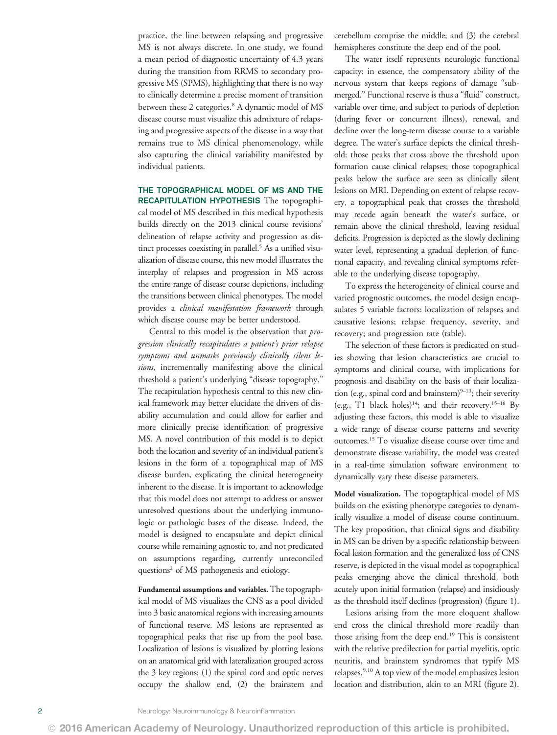practice, the line between relapsing and progressive MS is not always discrete. In one study, we found a mean period of diagnostic uncertainty of 4.3 years during the transition from RRMS to secondary progressive MS (SPMS), highlighting that there is no way to clinically determine a precise moment of transition between these 2 categories.[8] A dynamic model of MS disease course must visualize this admixture of relapsing and progressive aspects of the disease in a way that remains true to MS clinical phenomenology, while also capturing the clinical variability manifested by individual patients.

## THE TOPOGRAPHICAL MODEL OF MS AND THE RECAPITULATION HYPOTHESIS

The topographical model of MS described in this medical hypothesis builds directly on the 2013 clinical course revisions' delineation of relapse activity and progression as distinct processes coexisting in parallel.[5] As a unified visualization of disease course, this new model illustrates the interplay of relapses and progression in MS across the entire range of disease course depictions, including the transitions between clinical phenotypes. The model provides a *clinical manifestation framework* through which disease course may be better understood.

Central to this model is the observation that *progression clinically recapitulates a patient's prior relapse symptoms and unmasks previously clinically silent lesions*, incrementally manifesting above the clinical threshold a patient's underlying "disease topography." The recapitulation hypothesis central to this new clinical framework may better elucidate the drivers of disability accumulation and could allow for earlier and more clinically precise identification of progressive MS. A novel contribution of this model is to depict both the location and severity of an individual patient's lesions in the form of a topographical map of MS disease burden, explicating the clinical heterogeneity inherent to the disease. It is important to acknowledge that this model does not attempt to address or answer unresolved questions about the underlying immunologic or pathologic bases of the disease. Indeed, the model is designed to encapsulate and depict clinical course while remaining agnostic to, and not predicated on assumptions regarding, currently unreconciled questions[2] of MS pathogenesis and etiology.

**Fundamental assumptions and variables.** The topographical model of MS visualizes the CNS as a pool divided into 3 basic anatomical regions with increasing amounts of functional reserve. MS lesions are represented as topographical peaks that rise up from the pool base. Localization of lesions is visualized by plotting lesions on an anatomical grid with lateralization grouped across the 3 key regions: (1) the spinal cord and optic nerves occupy the shallow end, (2) the brainstem and cerebellum comprise the middle; and (3) the cerebral hemispheres constitute the deep end of the pool.

The water itself represents neurologic functional capacity: in essence, the compensatory ability of the nervous system that keeps regions of damage "submerged." Functional reserve is thus a "fluid" construct, variable over time, and subject to periods of depletion (during fever or concurrent illness), renewal, and decline over the long-term disease course to a variable degree. The water's surface depicts the clinical threshold: those peaks that cross above the threshold upon formation cause clinical relapses; those topographical peaks below the surface are seen as clinically silent lesions on MRI. Depending on extent of relapse recovery, a topographical peak that crosses the threshold may recede again beneath the water's surface, or remain above the clinical threshold, leaving residual deficits. Progression is depicted as the slowly declining water level, representing a gradual depletion of functional capacity, and revealing clinical symptoms referable to the underlying disease topography.

To express the heterogeneity of clinical course and varied prognostic outcomes, the model design encapsulates 5 variable factors: localization of relapses and causative lesions; relapse frequency, severity, and recovery; and progression rate (table).

The selection of these factors is predicated on studies showing that lesion characteristics are crucial to symptoms and clinical course, with implications for prognosis and disability on the basis of their localization (e.g., spinal cord and brainstem)[9–13]; their severity (e.g., T1 black holes)[14]; and their recovery.[15–18] By adjusting these factors, this model is able to visualize a wide range of disease course patterns and severity outcomes.[15] To visualize disease course over time and demonstrate disease variability, the model was created in a real-time simulation software environment to dynamically vary these disease parameters.

**Model visualization.** The topographical model of MS builds on the existing phenotype categories to dynamically visualize a model of disease course continuum. The key proposition, that clinical signs and disability in MS can be driven by a specific relationship between focal lesion formation and the generalized loss of CNS reserve, is depicted in the visual model as topographical peaks emerging above the clinical threshold, both acutely upon initial formation (relapse) and insidiously as the threshold itself declines (progression) (figure 1).

Lesions arising from the more eloquent shallow end cross the clinical threshold more readily than those arising from the deep end.[19] This is consistent with the relative predilection for partial myelitis, optic neuritis, and brainstem syndromes that typify MS relapses.[9,10] A top view of the model emphasizes lesion location and distribution, akin to an MRI (figure 2).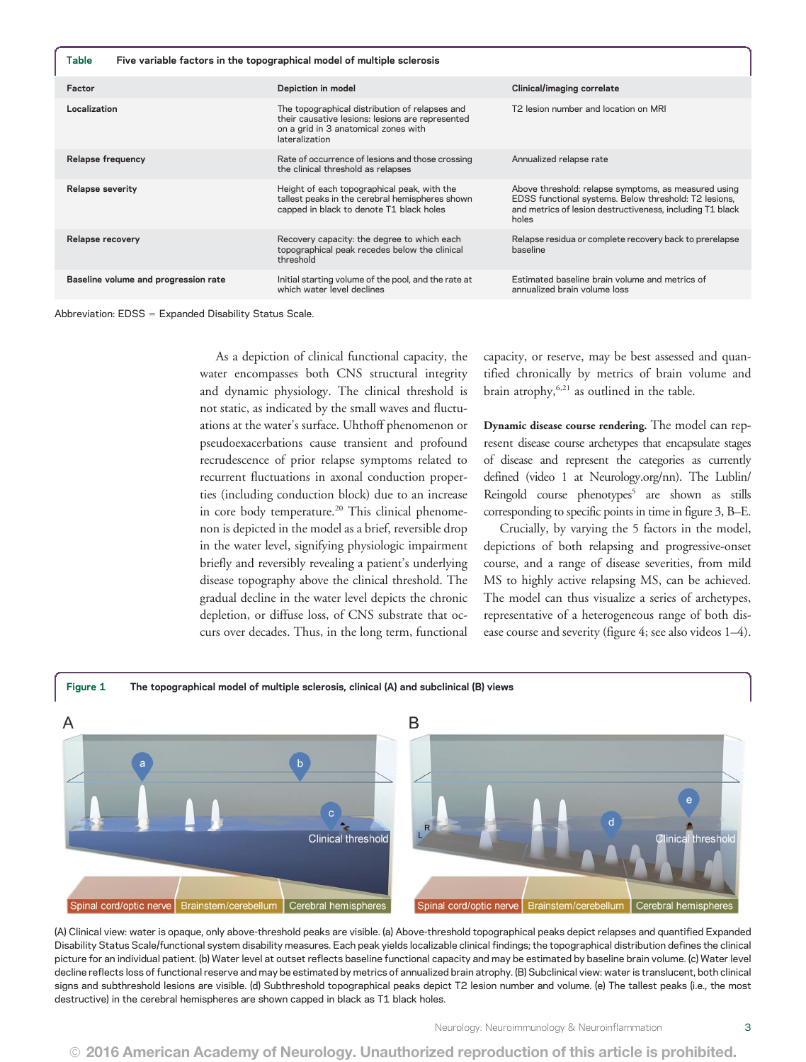**Table** Five variable factors in the topographical model of multiple sclerosis

| Factor | Depiction in model | Clinical/imaging correlate |
| --- | --- | --- |
| **Localization** | The topographical distribution of relapses and their causative lesions: lesions are represented on a grid in 3 anatomical zones with lateralization | T2 lesion number and location on MRI |
| **Relapse frequency** | Rate of occurrence of lesions and those crossing the clinical threshold as relapses | Annualized relapse rate |
| **Relapse severity** | Height of each topographical peak, with the tallest peaks in the cerebral hemispheres shown capped in black to denote T1 black holes | Above threshold: relapse symptoms, as measured using EDSS functional systems. Below threshold: T2 lesions, and metrics of lesion destructiveness, including T1 black holes |
| **Relapse recovery** | Recovery capacity: the degree to which each topographical peak recedes below the clinical threshold | Relapse residua or complete recovery back to prerelapse baseline |
| **Baseline volume and progression rate** | Initial starting volume of the pool, and the rate at which water level declines | Estimated baseline brain volume and metrics of annualized brain volume loss |

Abbreviation: EDSS = Expanded Disability Status Scale.

As a depiction of clinical functional capacity, the water encompasses both CNS structural integrity and dynamic physiology. The clinical threshold is not static, as indicated by the small waves and fluctuations at the water's surface. Uhthoff phenomenon or pseudoexacerbations cause transient and profound recrudescence of prior relapse symptoms related to recurrent fluctuations in axonal conduction properties (including conduction block) due to an increase in core body temperature.[20] This clinical phenomenon is depicted in the model as a brief, reversible drop in the water level, signifying physiologic impairment briefly and reversibly revealing a patient's underlying disease topography above the clinical threshold. The gradual decline in the water level depicts the chronic depletion, or diffuse loss, of CNS substrate that occurs over decades. Thus, in the long term, functional capacity, or reserve, may be best assessed and quantified chronically by metrics of brain volume and brain atrophy,[6,21] as outlined in the table.

**Dynamic disease course rendering.** The model can represent disease course archetypes that encapsulate stages of disease and represent the categories as currently defined (video 1 at Neurology.org/nn). The Lublin/Reingold course phenotypes[5] are shown as stills corresponding to specific points in time in figure 3, B–E.

Crucially, by varying the 5 factors in the model, depictions of both relapsing and progressive-onset course, and a range of disease severities, from mild MS to highly active relapsing MS, can be achieved. The model can thus visualize a series of archetypes, representative of a heterogeneous range of both disease course and severity (figure 4; see also videos 1–4).

**Figure 1** The topographical model of multiple sclerosis, clinical (A) and subclinical (B) views

(A) Clinical view: water is opaque, only above-threshold peaks are visible. (a) Above-threshold topographical peaks depict relapses and quantified Expanded Disability Status Scale/functional system disability measures. Each peak yields localizable clinical findings; the topographical distribution defines the clinical picture for an individual patient. (b) Water level at outset reflects baseline functional capacity and may be estimated by baseline brain volume. (c) Water level decline reflects loss of functional reserve and may be estimated by metrics of annualized brain atrophy. (B) Subclinical view: water is translucent, both clinical signs and subthreshold lesions are visible. (d) Subthreshold topographical peaks depict T2 lesion number and volume. (e) The tallest peaks (i.e., the most destructive) in the cerebral hemispheres are shown capped in black as T1 black holes.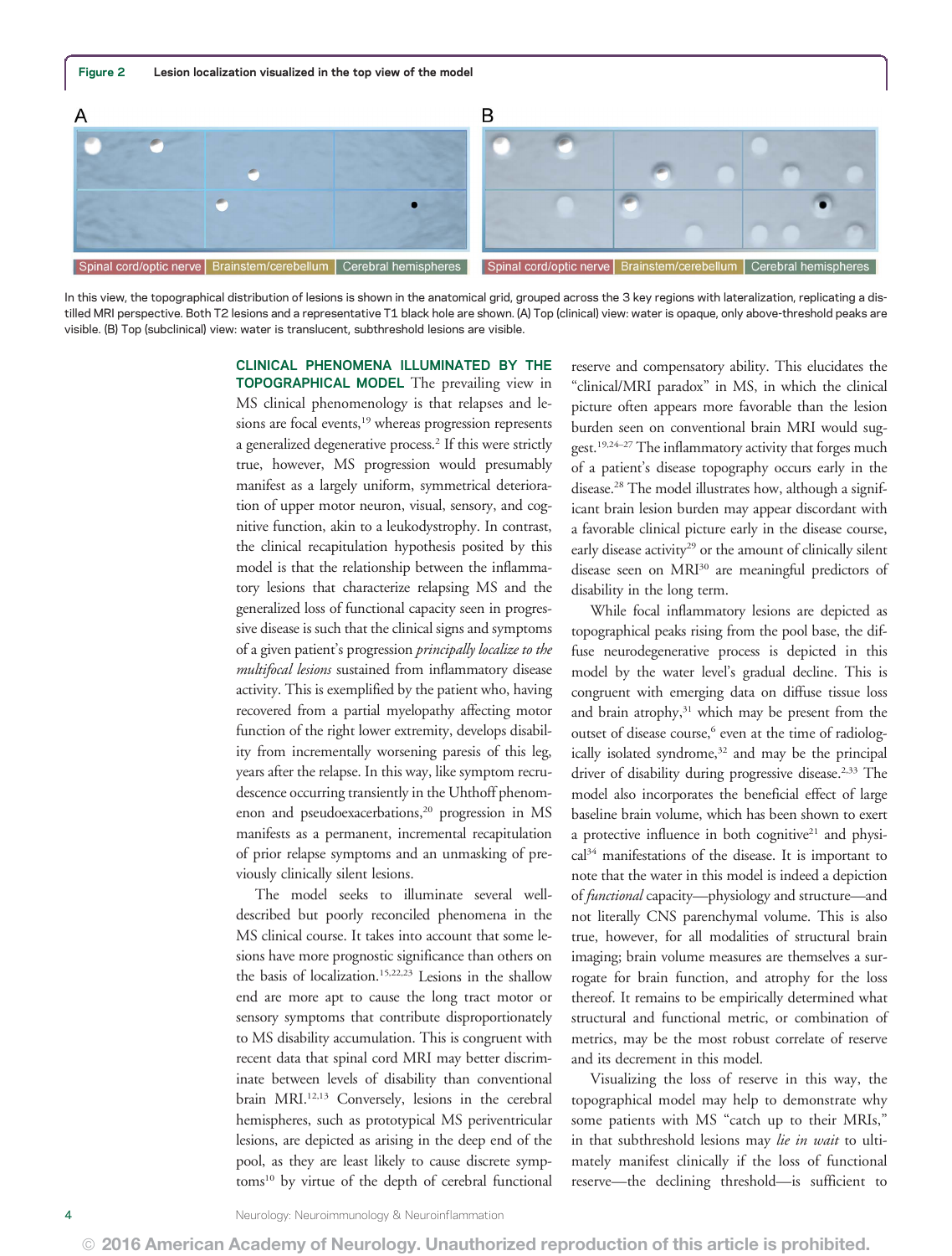**Figure 2** Lesion localization visualized in the top view of the model

A | B

Spinal cord/optic nerve | Brainstem/cerebellum | Cerebral hemispheres

In this view, the topographical distribution of lesions is shown in the anatomical grid, grouped across the 3 key regions with lateralization, replicating a distilled MRI perspective. Both T2 lesions and a representative T1 black hole are shown. (A) Top (clinical) view: water is opaque, only above-threshold peaks are visible. (B) Top (subclinical) view: water is translucent, subthreshold lesions are visible.

**CLINICAL PHENOMENA ILLUMINATED BY THE TOPOGRAPHICAL MODEL** The prevailing view in MS clinical phenomenology is that relapses and lesions are focal events,[19] whereas progression represents a generalized degenerative process.[2] If this were strictly true, however, MS progression would presumably manifest as a largely uniform, symmetrical deterioration of upper motor neuron, visual, sensory, and cognitive function, akin to a leukodystrophy. In contrast, the clinical recapitulation hypothesis posited by this model is that the relationship between the inflammatory lesions that characterize relapsing MS and the generalized loss of functional capacity seen in progressive disease is such that the clinical signs and symptoms of a given patient's progression *principally localize to the multifocal lesions* sustained from inflammatory disease activity. This is exemplified by the patient who, having recovered from a partial myelopathy affecting motor function of the right lower extremity, develops disability from incrementally worsening paresis of this leg, years after the relapse. In this way, like symptom recrudescence occurring transiently in the Uhthoff phenomenon and pseudoexacerbations,[20] progression in MS manifests as a permanent, incremental recapitulation of prior relapse symptoms and an unmasking of previously clinically silent lesions.

The model seeks to illuminate several well-described but poorly reconciled phenomena in the MS clinical course. It takes into account that some lesions have more prognostic significance than others on the basis of localization.[15,22,23] Lesions in the shallow end are more apt to cause the long tract motor or sensory symptoms that contribute disproportionately to MS disability accumulation. This is congruent with recent data that spinal cord MRI may better discriminate between levels of disability than conventional brain MRI.[12,13] Conversely, lesions in the cerebral hemispheres, such as prototypical MS periventricular lesions, are depicted as arising in the deep end of the pool, as they are least likely to cause discrete symptoms[10] by virtue of the depth of cerebral functional reserve and compensatory ability. This elucidates the "clinical/MRI paradox" in MS, in which the clinical picture often appears more favorable than the lesion burden seen on conventional brain MRI would suggest.[19,24–27] The inflammatory activity that forges much of a patient's disease topography occurs early in the disease.[28] The model illustrates how, although a significant brain lesion burden may appear discordant with a favorable clinical picture early in the disease course, early disease activity[29] or the amount of clinically silent disease seen on MRI[30] are meaningful predictors of disability in the long term.

While focal inflammatory lesions are depicted as topographical peaks rising from the pool base, the diffuse neurodegenerative process is depicted in this model by the water level's gradual decline. This is congruent with emerging data on diffuse tissue loss and brain atrophy,[31] which may be present from the outset of disease course,[6] even at the time of radiologically isolated syndrome,[32] and may be the principal driver of disability during progressive disease.[2,33] The model also incorporates the beneficial effect of large baseline brain volume, which has been shown to exert a protective influence in both cognitive[21] and physical[34] manifestations of the disease. It is important to note that the water in this model is indeed a depiction of *functional* capacity—physiology and structure—and not literally CNS parenchymal volume. This is also true, however, for all modalities of structural brain imaging; brain volume measures are themselves a surrogate for brain function, and atrophy for the loss thereof. It remains to be empirically determined what structural and functional metric, or combination of metrics, may be the most robust correlate of reserve and its decrement in this model.

Visualizing the loss of reserve in this way, the topographical model may help to demonstrate why some patients with MS "catch up to their MRIs," in that subthreshold lesions may *lie in wait* to ultimately manifest clinically if the loss of functional reserve—the declining threshold—is sufficient to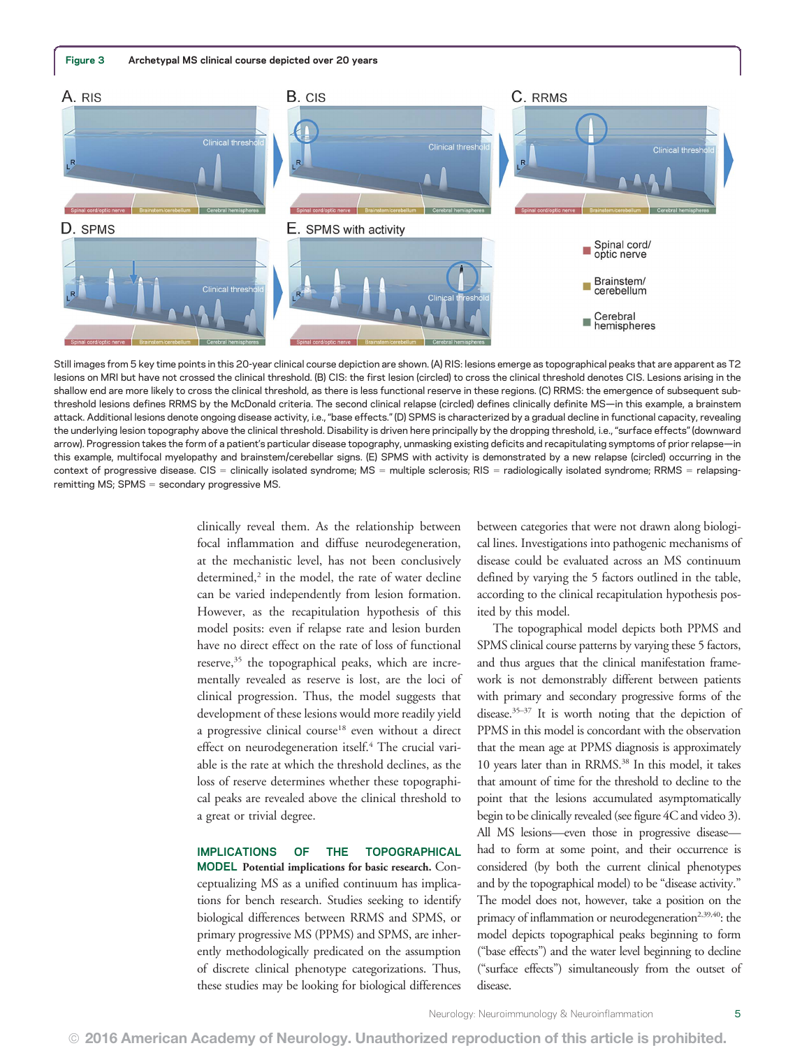**Figure 3** Archetypal MS clinical course depicted over 20 years

Still images from 5 key time points in this 20-year clinical course depiction are shown. (A) RIS: lesions emerge as topographical peaks that are apparent as T2 lesions on MRI but have not crossed the clinical threshold. (B) CIS: the first lesion (circled) to cross the clinical threshold denotes CIS. Lesions arising in the shallow end are more likely to cross the clinical threshold, as there is less functional reserve in these regions. (C) RRMS: the emergence of subsequent sub-threshold lesions defines RRMS by the McDonald criteria. The second clinical relapse (circled) defines clinically definite MS—in this example, a brainstem attack. Additional lesions denote ongoing disease activity, i.e., "base effects." (D) SPMS is characterized by a gradual decline in functional capacity, revealing the underlying lesion topography above the clinical threshold. Disability is driven here principally by the dropping threshold, i.e., "surface effects" (downward arrow). Progression takes the form of a patient's particular disease topography, unmasking existing deficits and recapitulating symptoms of prior relapse—in this example, multifocal myelopathy and brainstem/cerebellar signs. (E) SPMS with activity is demonstrated by a new relapse (circled) occurring in the context of progressive disease. CIS = clinically isolated syndrome; MS = multiple sclerosis; RIS = radiologically isolated syndrome; RRMS = relapsing-remitting MS; SPMS = secondary progressive MS.

clinically reveal them. As the relationship between focal inflammation and diffuse neurodegeneration, at the mechanistic level, has not been conclusively determined,[2] in the model, the rate of water decline can be varied independently from lesion formation. However, as the recapitulation hypothesis of this model posits: even if relapse rate and lesion burden have no direct effect on the rate of loss of functional reserve,[35] the topographical peaks, which are incrementally revealed as reserve is lost, are the loci of clinical progression. Thus, the model suggests that development of these lesions would more readily yield a progressive clinical course[18] even without a direct effect on neurodegeneration itself.[4] The crucial variable is the rate at which the threshold declines, as the loss of reserve determines whether these topographical peaks are revealed above the clinical threshold to a great or trivial degree.

## IMPLICATIONS OF THE TOPOGRAPHICAL MODEL

**Potential implications for basic research.** Conceptualizing MS as a unified continuum has implications for bench research. Studies seeking to identify biological differences between RRMS and SPMS, or primary progressive MS (PPMS) and SPMS, are inherently methodologically predicated on the assumption of discrete clinical phenotype categorizations. Thus, these studies may be looking for biological differences between categories that were not drawn along biological lines. Investigations into pathogenic mechanisms of disease could be evaluated across an MS continuum defined by varying the 5 factors outlined in the table, according to the clinical recapitulation hypothesis posited by this model.

The topographical model depicts both PPMS and SPMS clinical course patterns by varying these 5 factors, and thus argues that the clinical manifestation framework is not demonstrably different between patients with primary and secondary progressive forms of the disease.[35–37] It is worth noting that the depiction of PPMS in this model is concordant with the observation that the mean age at PPMS diagnosis is approximately 10 years later than in RRMS.[38] In this model, it takes that amount of time for the threshold to decline to the point that the lesions accumulated asymptomatically begin to be clinically revealed (see figure 4C and video 3). All MS lesions—even those in progressive disease—had to form at some point, and their occurrence is considered (by both the current clinical phenotypes and by the topographical model) to be "disease activity." The model does not, however, take a position on the primacy of inflammation or neurodegeneration[2,39,40]: the model depicts topographical peaks beginning to form ("base effects") and the water level beginning to decline ("surface effects") simultaneously from the outset of disease.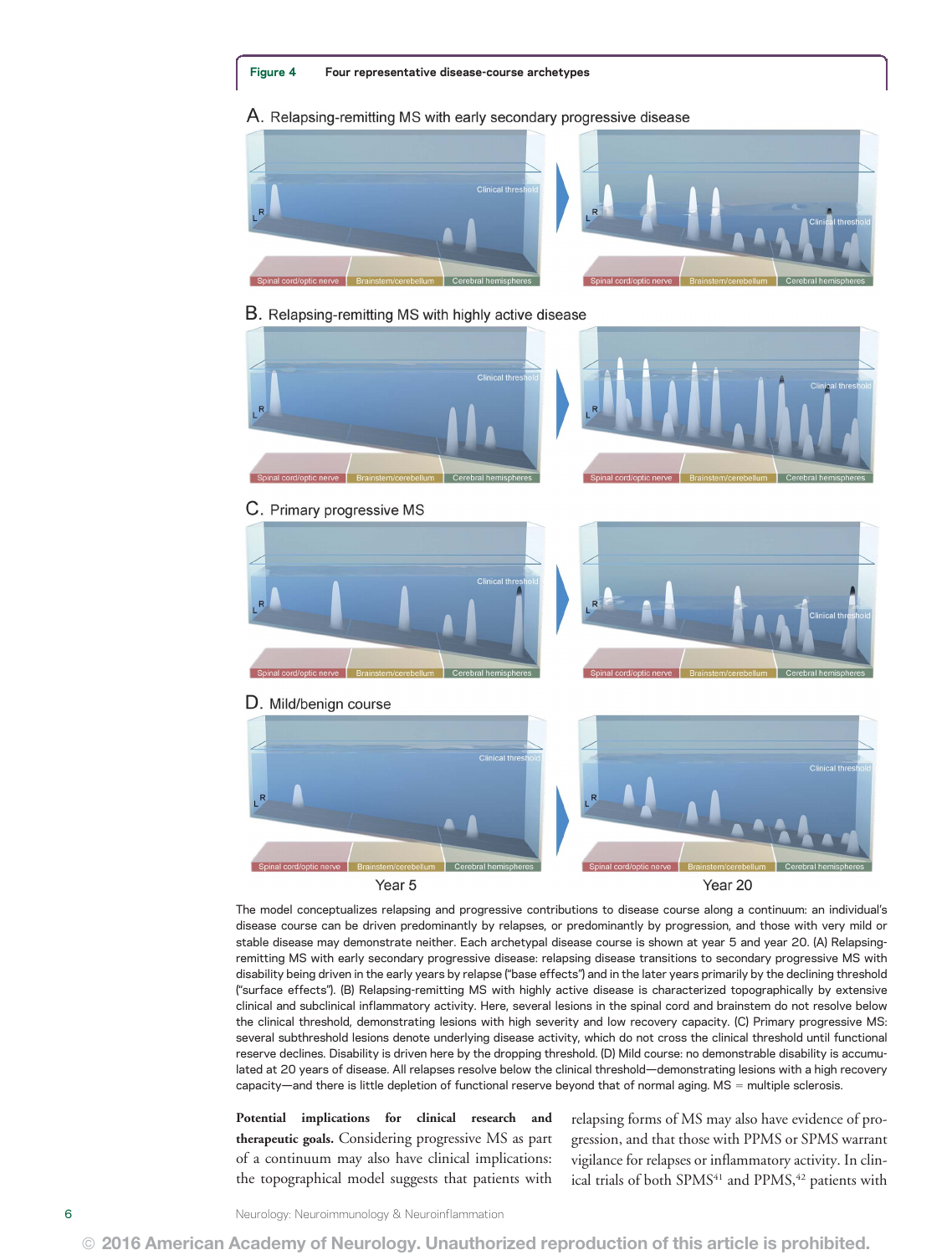**Figure 4** Four representative disease-course archetypes

A. Relapsing-remitting MS with early secondary progressive disease

B. Relapsing-remitting MS with highly active disease

C. Primary progressive MS

D. Mild/benign course

Year 5 Year 20

The model conceptualizes relapsing and progressive contributions to disease course along a continuum: an individual's disease course can be driven predominantly by relapses, or predominantly by progression, and those with very mild or stable disease may demonstrate neither. Each archetypal disease course is shown at year 5 and year 20. (A) Relapsing-remitting MS with early secondary progressive disease: relapsing disease transitions to secondary progressive MS with disability being driven in the early years by relapse ("base effects") and in the later years primarily by the declining threshold ("surface effects"). (B) Relapsing-remitting MS with highly active disease is characterized topographically by extensive clinical and subclinical inflammatory activity. Here, several lesions in the spinal cord and brainstem do not resolve below the clinical threshold, demonstrating lesions with high severity and low recovery capacity. (C) Primary progressive MS: several subthreshold lesions denote underlying disease activity, which do not cross the clinical threshold until functional reserve declines. Disability is driven here by the dropping threshold. (D) Mild course: no demonstrable disability is accumulated at 20 years of disease. All relapses resolve below the clinical threshold—demonstrating lesions with a high recovery capacity—and there is little depletion of functional reserve beyond that of normal aging. MS = multiple sclerosis.

**Potential implications for clinical research and therapeutic goals.** Considering progressive MS as part of a continuum may also have clinical implications: the topographical model suggests that patients with relapsing forms of MS may also have evidence of progression, and that those with PPMS or SPMS warrant vigilance for relapses or inflammatory activity. In clinical trials of both SPMS[41] and PPMS,[42] patients with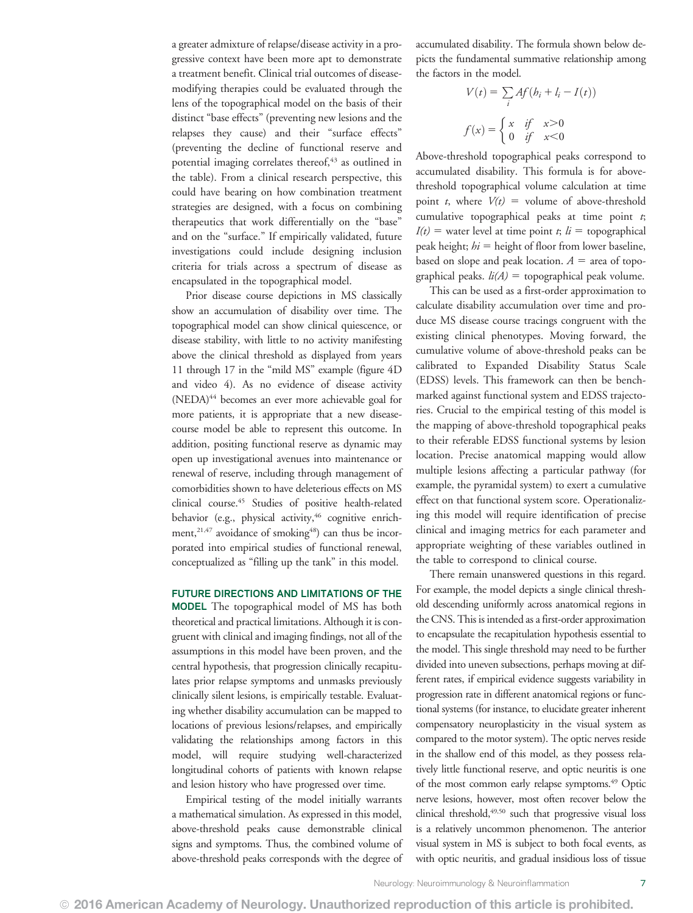a greater admixture of relapse/disease activity in a progressive context have been more apt to demonstrate a treatment benefit. Clinical trial outcomes of disease-modifying therapies could be evaluated through the lens of the topographical model on the basis of their distinct "base effects" (preventing new lesions and the relapses they cause) and their "surface effects" (preventing the decline of functional reserve and potential imaging correlates thereof,[43] as outlined in the table). From a clinical research perspective, this could have bearing on how combination treatment strategies are designed, with a focus on combining therapeutics that work differentially on the "base" and on the "surface." If empirically validated, future investigations could include designing inclusion criteria for trials across a spectrum of disease as encapsulated in the topographical model.

Prior disease course depictions in MS classically show an accumulation of disability over time. The topographical model can show clinical quiescence, or disease stability, with little to no activity manifesting above the clinical threshold as displayed from years 11 through 17 in the "mild MS" example (figure 4D and video 4). As no evidence of disease activity (NEDA)[44] becomes an ever more achievable goal for more patients, it is appropriate that a new disease-course model be able to represent this outcome. In addition, positing functional reserve as dynamic may open up investigational avenues into maintenance or renewal of reserve, including through management of comorbidities shown to have deleterious effects on MS clinical course.[45] Studies of positive health-related behavior (e.g., physical activity,[46] cognitive enrichment,[21,47] avoidance of smoking[48]) can thus be incorporated into empirical studies of functional renewal, conceptualized as "filling up the tank" in this model.

**FUTURE DIRECTIONS AND LIMITATIONS OF THE MODEL** The topographical model of MS has both theoretical and practical limitations. Although it is congruent with clinical and imaging findings, not all of the assumptions in this model have been proven, and the central hypothesis, that progression clinically recapitulates prior relapse symptoms and unmasks previously clinically silent lesions, is empirically testable. Evaluating whether disability accumulation can be mapped to locations of previous lesions/relapses, and empirically validating the relationships among factors in this model, will require studying well-characterized longitudinal cohorts of patients with known relapse and lesion history who have progressed over time.

Empirical testing of the model initially warrants a mathematical simulation. As expressed in this model, above-threshold peaks cause demonstrable clinical signs and symptoms. Thus, the combined volume of above-threshold peaks corresponds with the degree of accumulated disability. The formula shown below depicts the fundamental summative relationship among the factors in the model.

$$V(t) = \sum_i Af(h_i + l_i - I(t))$$

$$f(x) = \begin{cases} x & if \quad x>0 \\ 0 & if \quad x<0 \end{cases}$$

Above-threshold topographical peaks correspond to accumulated disability. This formula is for above-threshold topographical volume calculation at time point $t$, where $V(t)$ = volume of above-threshold cumulative topographical peaks at time point $t$; $I(t)$ = water level at time point $t$; $li$ = topographical peak height; $hi$ = height of floor from lower baseline, based on slope and peak location. $A$ = area of topographical peaks. $li(A)$ = topographical peak volume.

This can be used as a first-order approximation to calculate disability accumulation over time and produce MS disease course tracings congruent with the existing clinical phenotypes. Moving forward, the cumulative volume of above-threshold peaks can be calibrated to Expanded Disability Status Scale (EDSS) levels. This framework can then be benchmarked against functional system and EDSS trajectories. Crucial to the empirical testing of this model is the mapping of above-threshold topographical peaks to their referable EDSS functional systems by lesion location. Precise anatomical mapping would allow multiple lesions affecting a particular pathway (for example, the pyramidal system) to exert a cumulative effect on that functional system score. Operationalizing this model will require identification of precise clinical and imaging metrics for each parameter and appropriate weighting of these variables outlined in the table to correspond to clinical course.

There remain unanswered questions in this regard. For example, the model depicts a single clinical threshold descending uniformly across anatomical regions in the CNS. This is intended as a first-order approximation to encapsulate the recapitulation hypothesis essential to the model. This single threshold may need to be further divided into uneven subsections, perhaps moving at different rates, if empirical evidence suggests variability in progression rate in different anatomical regions or functional systems (for instance, to elucidate greater inherent compensatory neuroplasticity in the visual system as compared to the motor system). The optic nerves reside in the shallow end of this model, as they possess relatively little functional reserve, and optic neuritis is one of the most common early relapse symptoms.[49] Optic nerve lesions, however, most often recover below the clinical threshold,[49,50] such that progressive visual loss is a relatively uncommon phenomenon. The anterior visual system in MS is subject to both focal events, as with optic neuritis, and gradual insidious loss of tissue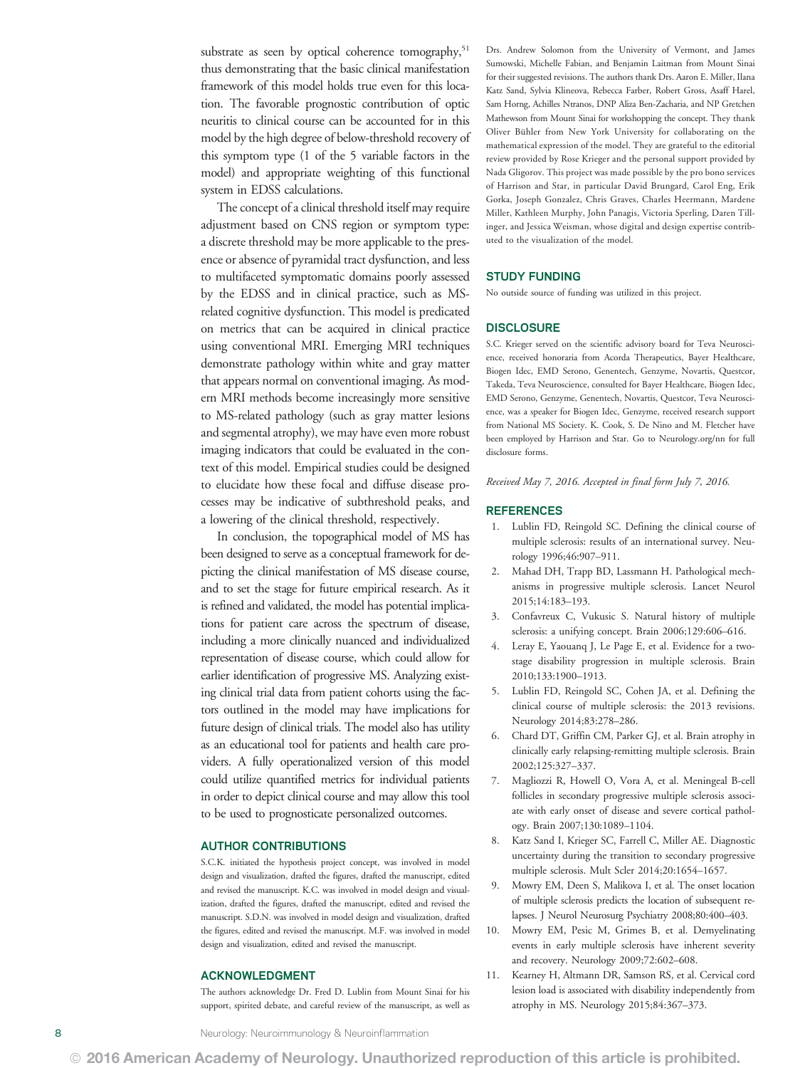substrate as seen by optical coherence tomography,[51] thus demonstrating that the basic clinical manifestation framework of this model holds true even for this location. The favorable prognostic contribution of optic neuritis to clinical course can be accounted for in this model by the high degree of below-threshold recovery of this symptom type (1 of the 5 variable factors in the model) and appropriate weighting of this functional system in EDSS calculations.

The concept of a clinical threshold itself may require adjustment based on CNS region or symptom type: a discrete threshold may be more applicable to the presence or absence of pyramidal tract dysfunction, and less to multifaceted symptomatic domains poorly assessed by the EDSS and in clinical practice, such as MS-related cognitive dysfunction. This model is predicated on metrics that can be acquired in clinical practice using conventional MRI. Emerging MRI techniques demonstrate pathology within white and gray matter that appears normal on conventional imaging. As modern MRI methods become increasingly more sensitive to MS-related pathology (such as gray matter lesions and segmental atrophy), we may have even more robust imaging indicators that could be evaluated in the context of this model. Empirical studies could be designed to elucidate how these focal and diffuse disease processes may be indicative of subthreshold peaks, and a lowering of the clinical threshold, respectively.

In conclusion, the topographical model of MS has been designed to serve as a conceptual framework for depicting the clinical manifestation of MS disease course, and to set the stage for future empirical research. As it is refined and validated, the model has potential implications for patient care across the spectrum of disease, including a more clinically nuanced and individualized representation of disease course, which could allow for earlier identification of progressive MS. Analyzing existing clinical trial data from patient cohorts using the factors outlined in the model may have implications for future design of clinical trials. The model also has utility as an educational tool for patients and health care providers. A fully operationalized version of this model could utilize quantified metrics for individual patients in order to depict clinical course and may allow this tool to be used to prognosticate personalized outcomes.

## AUTHOR CONTRIBUTIONS

S.C.K. initiated the hypothesis project concept, was involved in model design and visualization, drafted the figures, drafted the manuscript, edited and revised the manuscript. K.C. was involved in model design and visualization, drafted the figures, drafted the manuscript, edited and revised the manuscript. S.D.N. was involved in model design and visualization, drafted the figures, edited and revised the manuscript. M.F. was involved in model design and visualization, edited and revised the manuscript.

## ACKNOWLEDGMENT

The authors acknowledge Dr. Fred D. Lublin from Mount Sinai for his support, spirited debate, and careful review of the manuscript, as well as Drs. Andrew Solomon from the University of Vermont, and James Sumowski, Michelle Fabian, and Benjamin Laitman from Mount Sinai for their suggested revisions. The authors thank Drs. Aaron E. Miller, Ilana Katz Sand, Sylvia Klineova, Rebecca Farber, Robert Gross, Asaff Harel, Sam Horng, Achilles Ntranos, DNP Aliza Ben-Zacharia, and NP Gretchen Mathewson from Mount Sinai for workshopping the concept. They thank Oliver Bühler from New York University for collaborating on the mathematical expression of the model. They are grateful to the editorial review provided by Rose Krieger and the personal support provided by Nada Gligorov. This project was made possible by the pro bono services of Harrison and Star, in particular David Brungard, Carol Eng, Erik Gorka, Joseph Gonzalez, Chris Graves, Charles Heermann, Mardene Miller, Kathleen Murphy, John Panagis, Victoria Sperling, Daren Tillinger, and Jessica Weisman, whose digital and design expertise contributed to the visualization of the model.

## STUDY FUNDING

No outside source of funding was utilized in this project.

## DISCLOSURE

S.C. Krieger served on the scientific advisory board for Teva Neuroscience, received honoraria from Acorda Therapeutics, Bayer Healthcare, Biogen Idec, EMD Serono, Genentech, Genzyme, Novartis, Questcor, Takeda, Teva Neuroscience, consulted for Bayer Healthcare, Biogen Idec, EMD Serono, Genzyme, Genentech, Novartis, Questcor, Teva Neuroscience, was a speaker for Biogen Idec, Genzyme, received research support from National MS Society. K. Cook, S. De Nino and M. Fletcher have been employed by Harrison and Star. Go to Neurology.org/nn for full disclosure forms.

*Received May 7, 2016. Accepted in final form July 7, 2016.*

## REFERENCES

1. Lublin FD, Reingold SC. Defining the clinical course of multiple sclerosis: results of an international survey. Neurology 1996;46:907–911.
2. Mahad DH, Trapp BD, Lassmann H. Pathological mechanisms in progressive multiple sclerosis. Lancet Neurol 2015;14:183–193.
3. Confavreux C, Vukusic S. Natural history of multiple sclerosis: a unifying concept. Brain 2006;129:606–616.
4. Leray E, Yaouanq J, Le Page E, et al. Evidence for a two-stage disability progression in multiple sclerosis. Brain 2010;133:1900–1913.
5. Lublin FD, Reingold SC, Cohen JA, et al. Defining the clinical course of multiple sclerosis: the 2013 revisions. Neurology 2014;83:278–286.
6. Chard DT, Griffin CM, Parker GJ, et al. Brain atrophy in clinically early relapsing-remitting multiple sclerosis. Brain 2002;125:327–337.
7. Magliozzi R, Howell O, Vora A, et al. Meningeal B-cell follicles in secondary progressive multiple sclerosis associate with early onset of disease and severe cortical pathology. Brain 2007;130:1089–1104.
8. Katz Sand I, Krieger SC, Farrell C, Miller AE. Diagnostic uncertainty during the transition to secondary progressive multiple sclerosis. Mult Scler 2014;20:1654–1657.
9. Mowry EM, Deen S, Malikova I, et al. The onset location of multiple sclerosis predicts the location of subsequent relapses. J Neurol Neurosurg Psychiatry 2008;80:400–403.
10. Mowry EM, Pesic M, Grimes B, et al. Demyelinating events in early multiple sclerosis have inherent severity and recovery. Neurology 2009;72:602–608.
11. Kearney H, Altmann DR, Samson RS, et al. Cervical cord lesion load is associated with disability independently from atrophy in MS. Neurology 2015;84:367–373.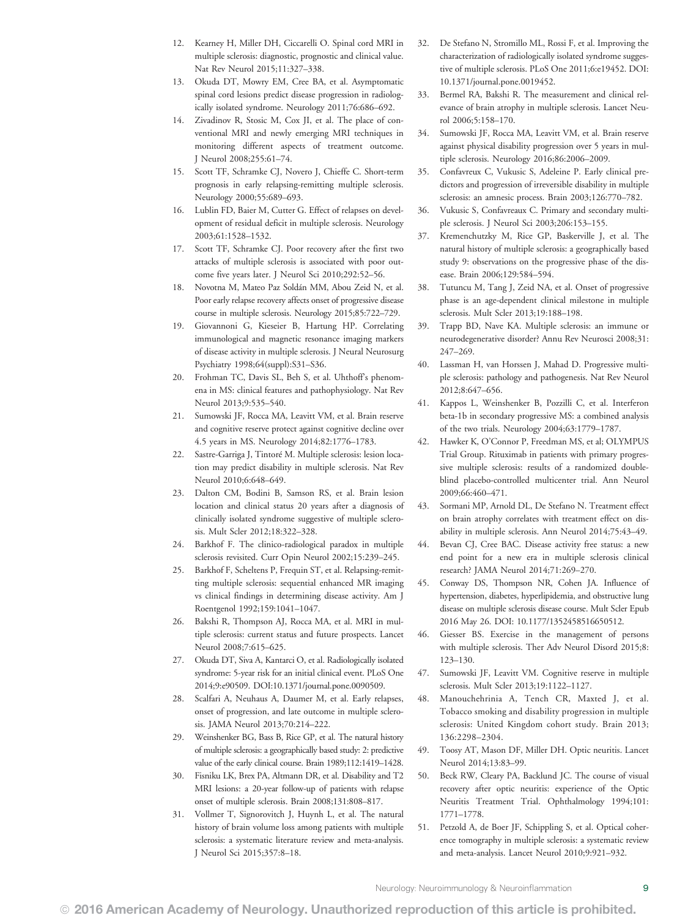12. Kearney H, Miller DH, Ciccarelli O. Spinal cord MRI in multiple sclerosis: diagnostic, prognostic and clinical value. Nat Rev Neurol 2015;11:327–338.
13. Okuda DT, Mowry EM, Cree BA, et al. Asymptomatic spinal cord lesions predict disease progression in radiologically isolated syndrome. Neurology 2011;76:686–692.
14. Zivadinov R, Stosic M, Cox JI, et al. The place of conventional MRI and newly emerging MRI techniques in monitoring different aspects of treatment outcome. J Neurol 2008;255:61–74.
15. Scott TF, Schramke CJ, Novero J, Chieffe C. Short-term prognosis in early relapsing-remitting multiple sclerosis. Neurology 2000;55:689–693.
16. Lublin FD, Baier M, Cutter G. Effect of relapses on development of residual deficit in multiple sclerosis. Neurology 2003;61:1528–1532.
17. Scott TF, Schramke CJ. Poor recovery after the first two attacks of multiple sclerosis is associated with poor outcome five years later. J Neurol Sci 2010;292:52–56.
18. Novotna M, Mateo Paz Soldán MM, Abou Zeid N, et al. Poor early relapse recovery affects onset of progressive disease course in multiple sclerosis. Neurology 2015;85:722–729.
19. Giovannoni G, Kieseier B, Hartung HP. Correlating immunological and magnetic resonance imaging markers of disease activity in multiple sclerosis. J Neural Neurosurg Psychiatry 1998;64(suppl):S31–S36.
20. Frohman TC, Davis SL, Beh S, et al. Uhthoff's phenomena in MS: clinical features and pathophysiology. Nat Rev Neurol 2013;9:535–540.
21. Sumowski JF, Rocca MA, Leavitt VM, et al. Brain reserve and cognitive reserve protect against cognitive decline over 4.5 years in MS. Neurology 2014;82:1776–1783.
22. Sastre-Garriga J, Tintoré M. Multiple sclerosis: lesion location may predict disability in multiple sclerosis. Nat Rev Neurol 2010;6:648–649.
23. Dalton CM, Bodini B, Samson RS, et al. Brain lesion location and clinical status 20 years after a diagnosis of clinically isolated syndrome suggestive of multiple sclerosis. Mult Scler 2012;18:322–328.
24. Barkhof F. The clinico-radiological paradox in multiple sclerosis revisited. Curr Opin Neurol 2002;15:239–245.
25. Barkhof F, Scheltens P, Frequin ST, et al. Relapsing-remitting multiple sclerosis: sequential enhanced MR imaging vs clinical findings in determining disease activity. Am J Roentgenol 1992;159:1041–1047.
26. Bakshi R, Thompson AJ, Rocca MA, et al. MRI in multiple sclerosis: current status and future prospects. Lancet Neurol 2008;7:615–625.
27. Okuda DT, Siva A, Kantarci O, et al. Radiologically isolated syndrome: 5-year risk for an initial clinical event. PLoS One 2014;9:e90509. DOI:10.1371/journal.pone.0090509.
28. Scalfari A, Neuhaus A, Daumer M, et al. Early relapses, onset of progression, and late outcome in multiple sclerosis. JAMA Neurol 2013;70:214–222.
29. Weinshenker BG, Bass B, Rice GP, et al. The natural history of multiple sclerosis: a geographically based study: 2: predictive value of the early clinical course. Brain 1989;112:1419–1428.
30. Fisniku LK, Brex PA, Altmann DR, et al. Disability and T2 MRI lesions: a 20-year follow-up of patients with relapse onset of multiple sclerosis. Brain 2008;131:808–817.
31. Vollmer T, Signorovitch J, Huynh L, et al. The natural history of brain volume loss among patients with multiple sclerosis: a systematic literature review and meta-analysis. J Neurol Sci 2015;357:8–18.
32. De Stefano N, Stromillo ML, Rossi F, et al. Improving the characterization of radiologically isolated syndrome suggestive of multiple sclerosis. PLoS One 2011;6:e19452. DOI: 10.1371/journal.pone.0019452.
33. Bermel RA, Bakshi R. The measurement and clinical relevance of brain atrophy in multiple sclerosis. Lancet Neurol 2006;5:158–170.
34. Sumowski JF, Rocca MA, Leavitt VM, et al. Brain reserve against physical disability progression over 5 years in multiple sclerosis. Neurology 2016;86:2006–2009.
35. Confavreux C, Vukusic S, Adeleine P. Early clinical predictors and progression of irreversible disability in multiple sclerosis: an amnesic process. Brain 2003;126:770–782.
36. Vukusic S, Confavreaux C. Primary and secondary multiple sclerosis. J Neurol Sci 2003;206:153–155.
37. Kremenchutzky M, Rice GP, Baskerville J, et al. The natural history of multiple sclerosis: a geographically based study 9: observations on the progressive phase of the disease. Brain 2006;129:584–594.
38. Tutuncu M, Tang J, Zeid NA, et al. Onset of progressive phase is an age-dependent clinical milestone in multiple sclerosis. Mult Scler 2013;19:188–198.
39. Trapp BD, Nave KA. Multiple sclerosis: an immune or neurodegenerative disorder? Annu Rev Neurosci 2008;31: 247–269.
40. Lassman H, van Horssen J, Mahad D. Progressive multiple sclerosis: pathology and pathogenesis. Nat Rev Neurol 2012;8:647–656.
41. Kappos L, Weinshenker B, Pozzilli C, et al. Interferon beta-1b in secondary progressive MS: a combined analysis of the two trials. Neurology 2004;63:1779–1787.
42. Hawker K, O'Connor P, Freedman MS, et al; OLYMPUS Trial Group. Rituximab in patients with primary progressive multiple sclerosis: results of a randomized double-blind placebo-controlled multicenter trial. Ann Neurol 2009;66:460–471.
43. Sormani MP, Arnold DL, De Stefano N. Treatment effect on brain atrophy correlates with treatment effect on disability in multiple sclerosis. Ann Neurol 2014;75:43–49.
44. Bevan CJ, Cree BAC. Disease activity free status: a new end point for a new era in multiple sclerosis clinical research? JAMA Neurol 2014;71:269–270.
45. Conway DS, Thompson NR, Cohen JA. Influence of hypertension, diabetes, hyperlipidemia, and obstructive lung disease on multiple sclerosis disease course. Mult Scler Epub 2016 May 26. DOI: 10.1177/1352458516650512.
46. Giesser BS. Exercise in the management of persons with multiple sclerosis. Ther Adv Neurol Disord 2015;8: 123–130.
47. Sumowski JF, Leavitt VM. Cognitive reserve in multiple sclerosis. Mult Scler 2013;19:1122–1127.
48. Manouchehrinia A, Tench CR, Maxted J, et al. Tobacco smoking and disability progression in multiple sclerosis: United Kingdom cohort study. Brain 2013; 136:2298–2304.
49. Toosy AT, Mason DF, Miller DH. Optic neuritis. Lancet Neurol 2014;13:83–99.
50. Beck RW, Cleary PA, Backlund JC. The course of visual recovery after optic neuritis: experience of the Optic Neuritis Treatment Trial. Ophthalmology 1994;101: 1771–1778.
51. Petzold A, de Boer JF, Schippling S, et al. Optical coherence tomography in multiple sclerosis: a systematic review and meta-analysis. Lancet Neurol 2010;9:921–932.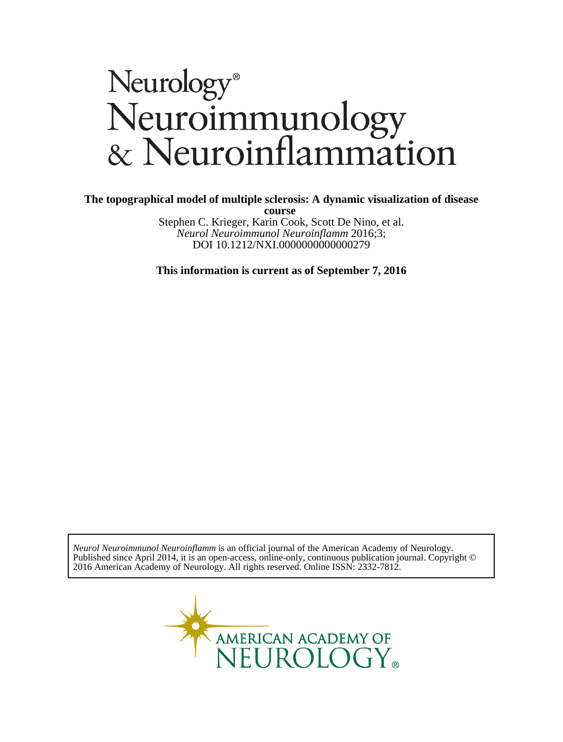# Neurology® Neuroimmunology & Neuroinflammation

**The topographical model of multiple sclerosis: A dynamic visualization of disease course**

Stephen C. Krieger, Karin Cook, Scott De Nino, et al.

*Neurol Neuroimmunol Neuroinflamm* 2016;3;

DOI 10.1212/NXI.0000000000000279

**This information is current as of September 7, 2016**

*Neurol Neuroimmunol Neuroinflamm* is an official journal of the American Academy of Neurology. Published since April 2014, it is an open-access, online-only, continuous publication journal. Copyright © 2016 American Academy of Neurology. All rights reserved. Online ISSN: 2332-7812.

AMERICAN ACADEMY OF NEUROLOGY®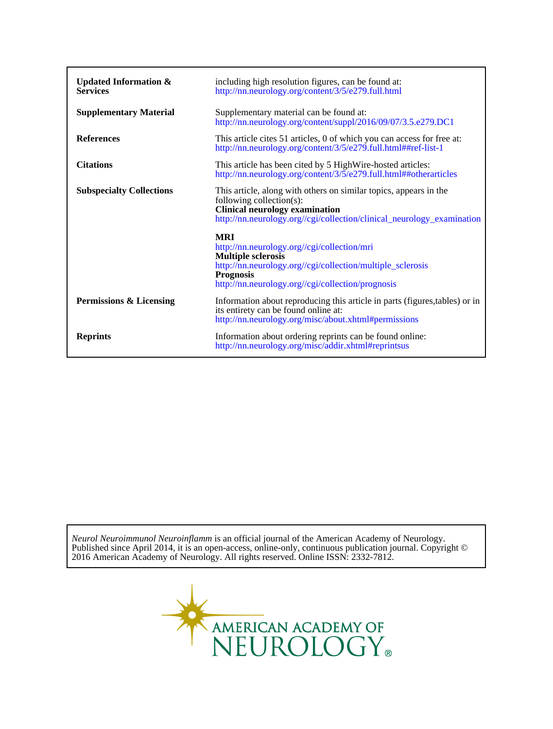| | |
|---|---|
| **Updated Information & Services** | including high resolution figures, can be found at: http://nn.neurology.org/content/3/5/e279.full.html |
| **Supplementary Material** | Supplementary material can be found at: http://nn.neurology.org/content/suppl/2016/09/07/3.5.e279.DC1 |
| **References** | This article cites 51 articles, 0 of which you can access for free at: http://nn.neurology.org/content/3/5/e279.full.html##ref-list-1 |
| **Citations** | This article has been cited by 5 HighWire-hosted articles: http://nn.neurology.org/content/3/5/e279.full.html##otherarticles |
| **Subspecialty Collections** | This article, along with others on similar topics, appears in the following collection(s): **Clinical neurology examination** http://nn.neurology.org//cgi/collection/clinical_neurology_examination **MRI** http://nn.neurology.org//cgi/collection/mri **Multiple sclerosis** http://nn.neurology.org//cgi/collection/multiple_sclerosis **Prognosis** http://nn.neurology.org//cgi/collection/prognosis |
| **Permissions & Licensing** | Information about reproducing this article in parts (figures,tables) or in its entirety can be found online at: http://nn.neurology.org/misc/about.xhtml#permissions |
| **Reprints** | Information about ordering reprints can be found online: http://nn.neurology.org/misc/addir.xhtml#reprintsus |

*Neurol Neuroimmunol Neuroinflamm* is an official journal of the American Academy of Neurology. Published since April 2014, it is an open-access, online-only, continuous publication journal. Copyright © 2016 American Academy of Neurology. All rights reserved. Online ISSN: 2332-7812.

AMERICAN ACADEMY OF NEUROLOGY®